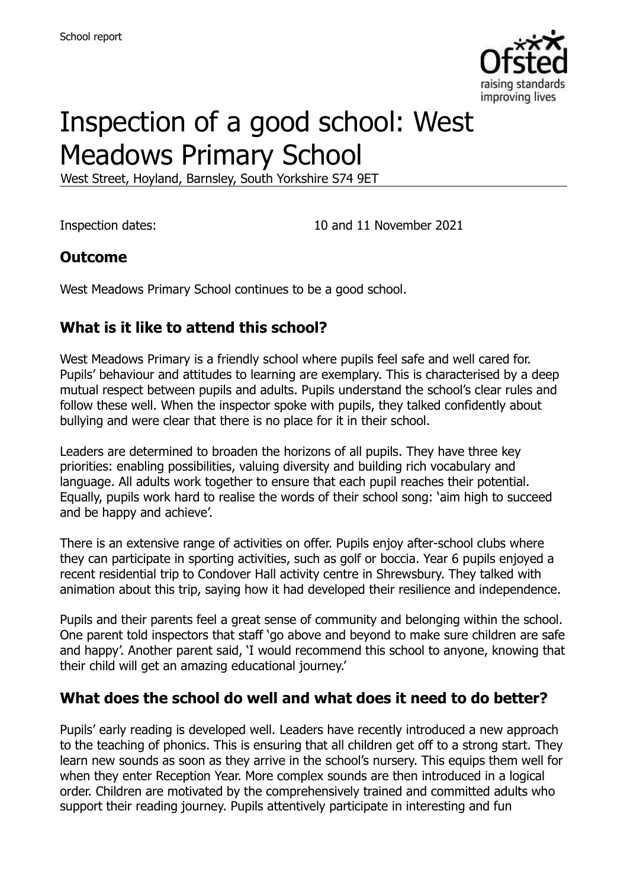School report

# Inspection of a good school: West Meadows Primary School

West Street, Hoyland, Barnsley, South Yorkshire S74 9ET

Inspection dates: 10 and 11 November 2021

## Outcome

West Meadows Primary School continues to be a good school.

## What is it like to attend this school?

West Meadows Primary is a friendly school where pupils feel safe and well cared for. Pupils' behaviour and attitudes to learning are exemplary. This is characterised by a deep mutual respect between pupils and adults. Pupils understand the school's clear rules and follow these well. When the inspector spoke with pupils, they talked confidently about bullying and were clear that there is no place for it in their school.

Leaders are determined to broaden the horizons of all pupils. They have three key priorities: enabling possibilities, valuing diversity and building rich vocabulary and language. All adults work together to ensure that each pupil reaches their potential. Equally, pupils work hard to realise the words of their school song: 'aim high to succeed and be happy and achieve'.

There is an extensive range of activities on offer. Pupils enjoy after-school clubs where they can participate in sporting activities, such as golf or boccia. Year 6 pupils enjoyed a recent residential trip to Condover Hall activity centre in Shrewsbury. They talked with animation about this trip, saying how it had developed their resilience and independence.

Pupils and their parents feel a great sense of community and belonging within the school. One parent told inspectors that staff 'go above and beyond to make sure children are safe and happy'. Another parent said, 'I would recommend this school to anyone, knowing that their child will get an amazing educational journey.'

## What does the school do well and what does it need to do better?

Pupils' early reading is developed well. Leaders have recently introduced a new approach to the teaching of phonics. This is ensuring that all children get off to a strong start. They learn new sounds as soon as they arrive in the school's nursery. This equips them well for when they enter Reception Year. More complex sounds are then introduced in a logical order. Children are motivated by the comprehensively trained and committed adults who support their reading journey. Pupils attentively participate in interesting and fun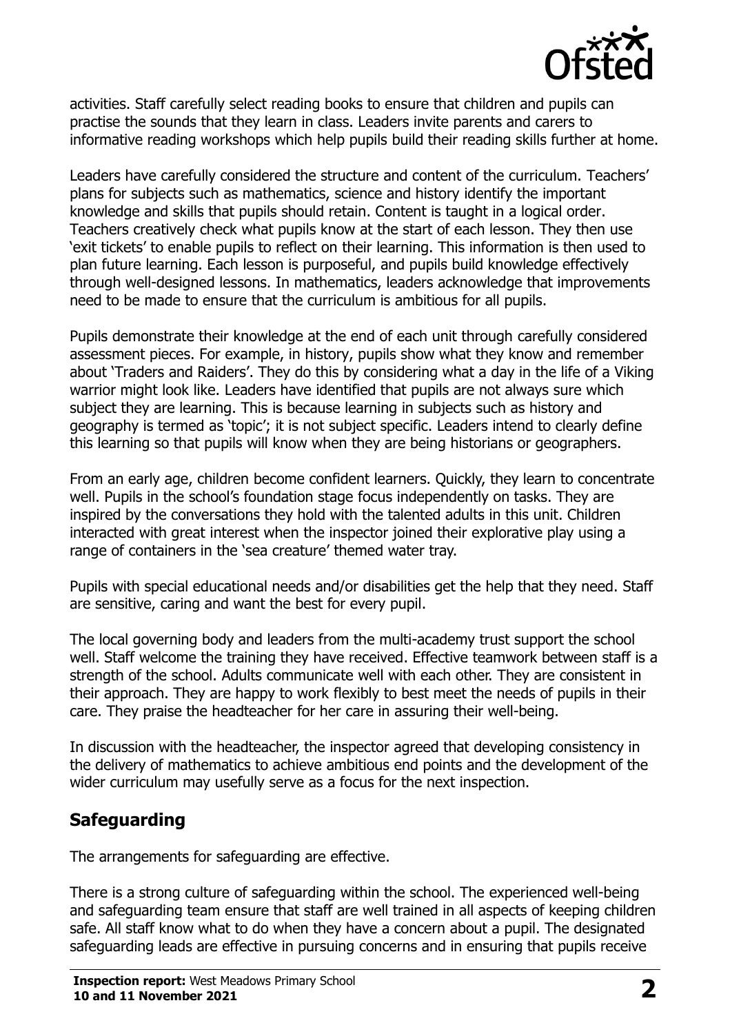activities. Staff carefully select reading books to ensure that children and pupils can practise the sounds that they learn in class. Leaders invite parents and carers to informative reading workshops which help pupils build their reading skills further at home.

Leaders have carefully considered the structure and content of the curriculum. Teachers' plans for subjects such as mathematics, science and history identify the important knowledge and skills that pupils should retain. Content is taught in a logical order. Teachers creatively check what pupils know at the start of each lesson. They then use 'exit tickets' to enable pupils to reflect on their learning. This information is then used to plan future learning. Each lesson is purposeful, and pupils build knowledge effectively through well-designed lessons. In mathematics, leaders acknowledge that improvements need to be made to ensure that the curriculum is ambitious for all pupils.

Pupils demonstrate their knowledge at the end of each unit through carefully considered assessment pieces. For example, in history, pupils show what they know and remember about 'Traders and Raiders'. They do this by considering what a day in the life of a Viking warrior might look like. Leaders have identified that pupils are not always sure which subject they are learning. This is because learning in subjects such as history and geography is termed as 'topic'; it is not subject specific. Leaders intend to clearly define this learning so that pupils will know when they are being historians or geographers.

From an early age, children become confident learners. Quickly, they learn to concentrate well. Pupils in the school's foundation stage focus independently on tasks. They are inspired by the conversations they hold with the talented adults in this unit. Children interacted with great interest when the inspector joined their explorative play using a range of containers in the 'sea creature' themed water tray.

Pupils with special educational needs and/or disabilities get the help that they need. Staff are sensitive, caring and want the best for every pupil.

The local governing body and leaders from the multi-academy trust support the school well. Staff welcome the training they have received. Effective teamwork between staff is a strength of the school. Adults communicate well with each other. They are consistent in their approach. They are happy to work flexibly to best meet the needs of pupils in their care. They praise the headteacher for her care in assuring their well-being.

In discussion with the headteacher, the inspector agreed that developing consistency in the delivery of mathematics to achieve ambitious end points and the development of the wider curriculum may usefully serve as a focus for the next inspection.

## Safeguarding

The arrangements for safeguarding are effective.

There is a strong culture of safeguarding within the school. The experienced well-being and safeguarding team ensure that staff are well trained in all aspects of keeping children safe. All staff know what to do when they have a concern about a pupil. The designated safeguarding leads are effective in pursuing concerns and in ensuring that pupils receive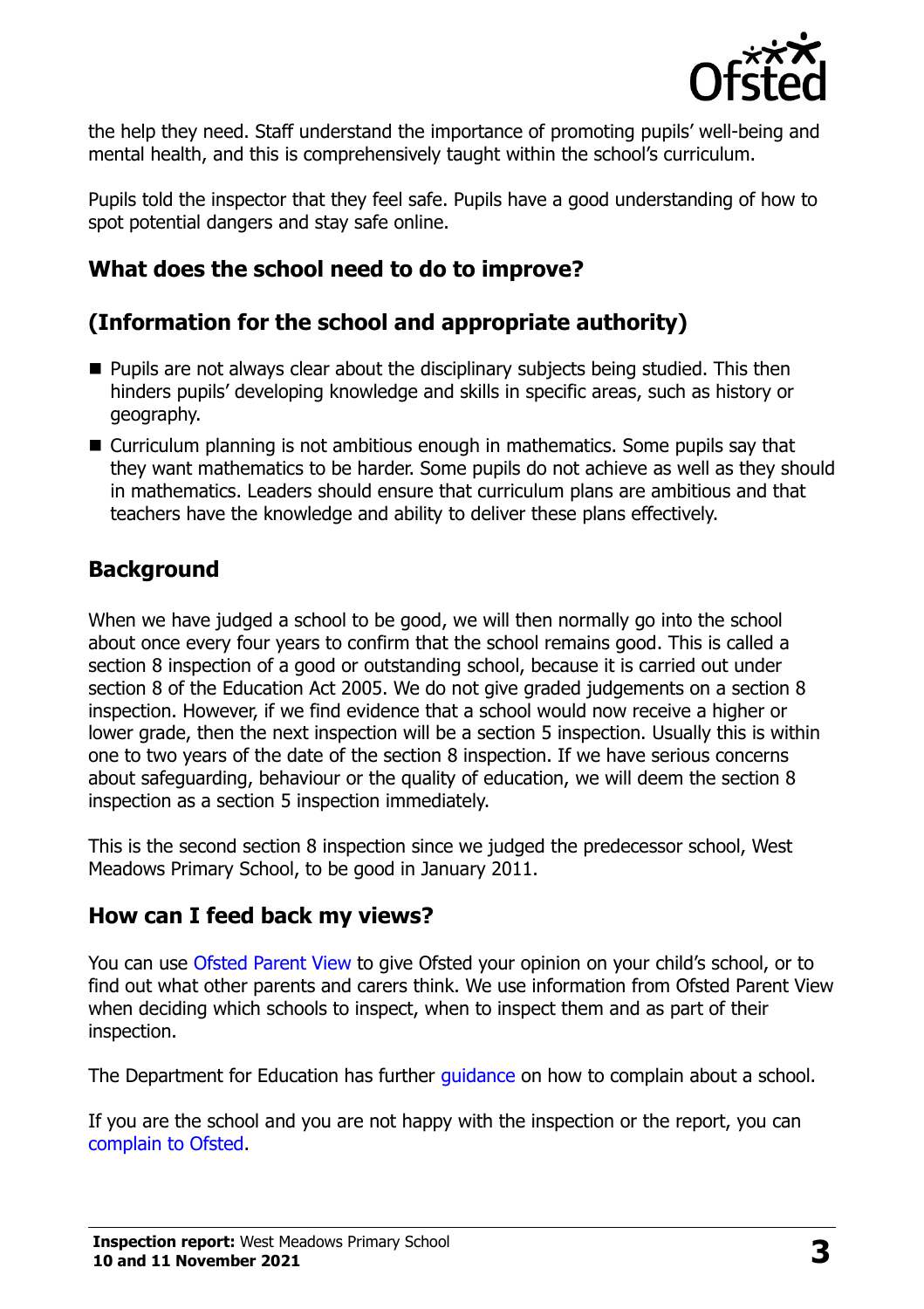the help they need. Staff understand the importance of promoting pupils' well-being and mental health, and this is comprehensively taught within the school's curriculum.

Pupils told the inspector that they feel safe. Pupils have a good understanding of how to spot potential dangers and stay safe online.

## What does the school need to do to improve?

## (Information for the school and appropriate authority)

- Pupils are not always clear about the disciplinary subjects being studied. This then hinders pupils' developing knowledge and skills in specific areas, such as history or geography.
- Curriculum planning is not ambitious enough in mathematics. Some pupils say that they want mathematics to be harder. Some pupils do not achieve as well as they should in mathematics. Leaders should ensure that curriculum plans are ambitious and that teachers have the knowledge and ability to deliver these plans effectively.

## Background

When we have judged a school to be good, we will then normally go into the school about once every four years to confirm that the school remains good. This is called a section 8 inspection of a good or outstanding school, because it is carried out under section 8 of the Education Act 2005. We do not give graded judgements on a section 8 inspection. However, if we find evidence that a school would now receive a higher or lower grade, then the next inspection will be a section 5 inspection. Usually this is within one to two years of the date of the section 8 inspection. If we have serious concerns about safeguarding, behaviour or the quality of education, we will deem the section 8 inspection as a section 5 inspection immediately.

This is the second section 8 inspection since we judged the predecessor school, West Meadows Primary School, to be good in January 2011.

## How can I feed back my views?

You can use Ofsted Parent View to give Ofsted your opinion on your child's school, or to find out what other parents and carers think. We use information from Ofsted Parent View when deciding which schools to inspect, when to inspect them and as part of their inspection.

The Department for Education has further guidance on how to complain about a school.

If you are the school and you are not happy with the inspection or the report, you can complain to Ofsted.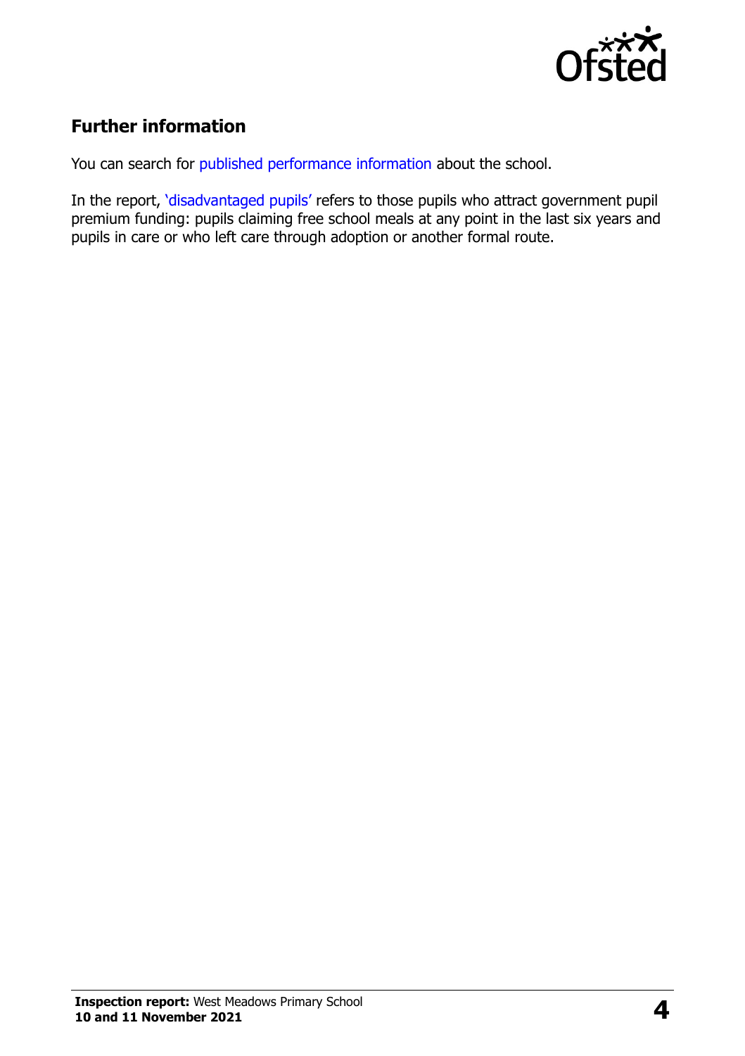## Further information

You can search for published performance information about the school.

In the report, 'disadvantaged pupils' refers to those pupils who attract government pupil premium funding: pupils claiming free school meals at any point in the last six years and pupils in care or who left care through adoption or another formal route.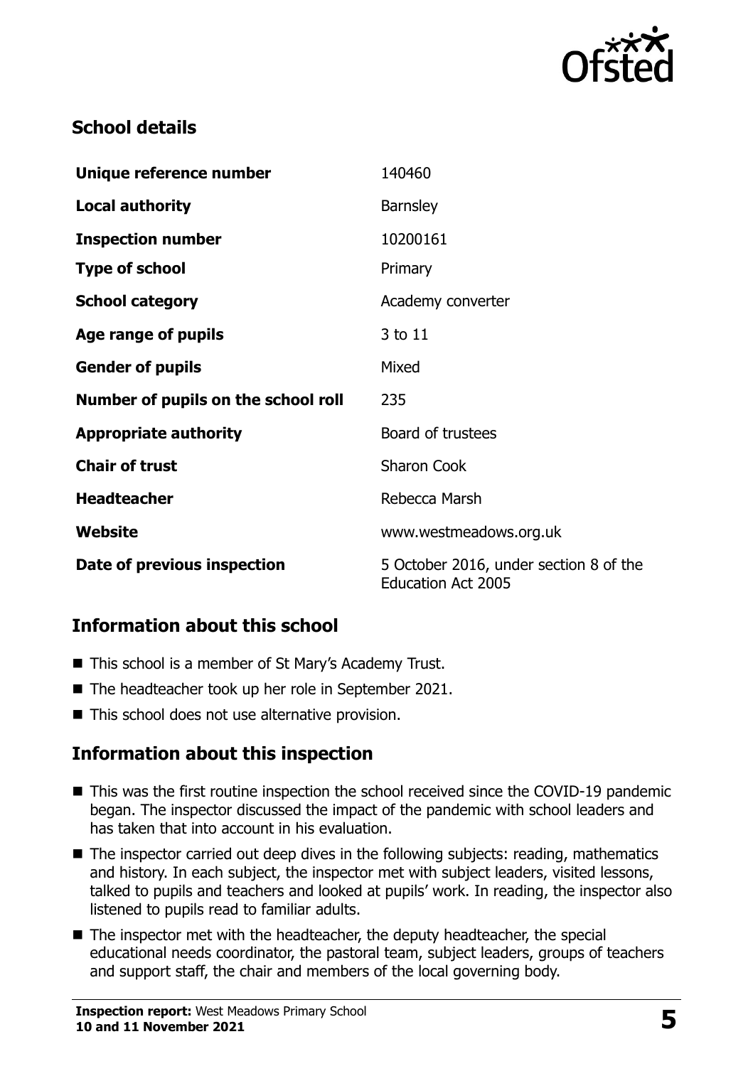## School details

| | |
|---|---|
| **Unique reference number** | 140460 |
| **Local authority** | Barnsley |
| **Inspection number** | 10200161 |
| **Type of school** | Primary |
| **School category** | Academy converter |
| **Age range of pupils** | 3 to 11 |
| **Gender of pupils** | Mixed |
| **Number of pupils on the school roll** | 235 |
| **Appropriate authority** | Board of trustees |
| **Chair of trust** | Sharon Cook |
| **Headteacher** | Rebecca Marsh |
| **Website** | www.westmeadows.org.uk |
| **Date of previous inspection** | 5 October 2016, under section 8 of the Education Act 2005 |

## Information about this school

- This school is a member of St Mary's Academy Trust.
- The headteacher took up her role in September 2021.
- This school does not use alternative provision.

## Information about this inspection

- This was the first routine inspection the school received since the COVID-19 pandemic began. The inspector discussed the impact of the pandemic with school leaders and has taken that into account in his evaluation.
- The inspector carried out deep dives in the following subjects: reading, mathematics and history. In each subject, the inspector met with subject leaders, visited lessons, talked to pupils and teachers and looked at pupils' work. In reading, the inspector also listened to pupils read to familiar adults.
- The inspector met with the headteacher, the deputy headteacher, the special educational needs coordinator, the pastoral team, subject leaders, groups of teachers and support staff, the chair and members of the local governing body.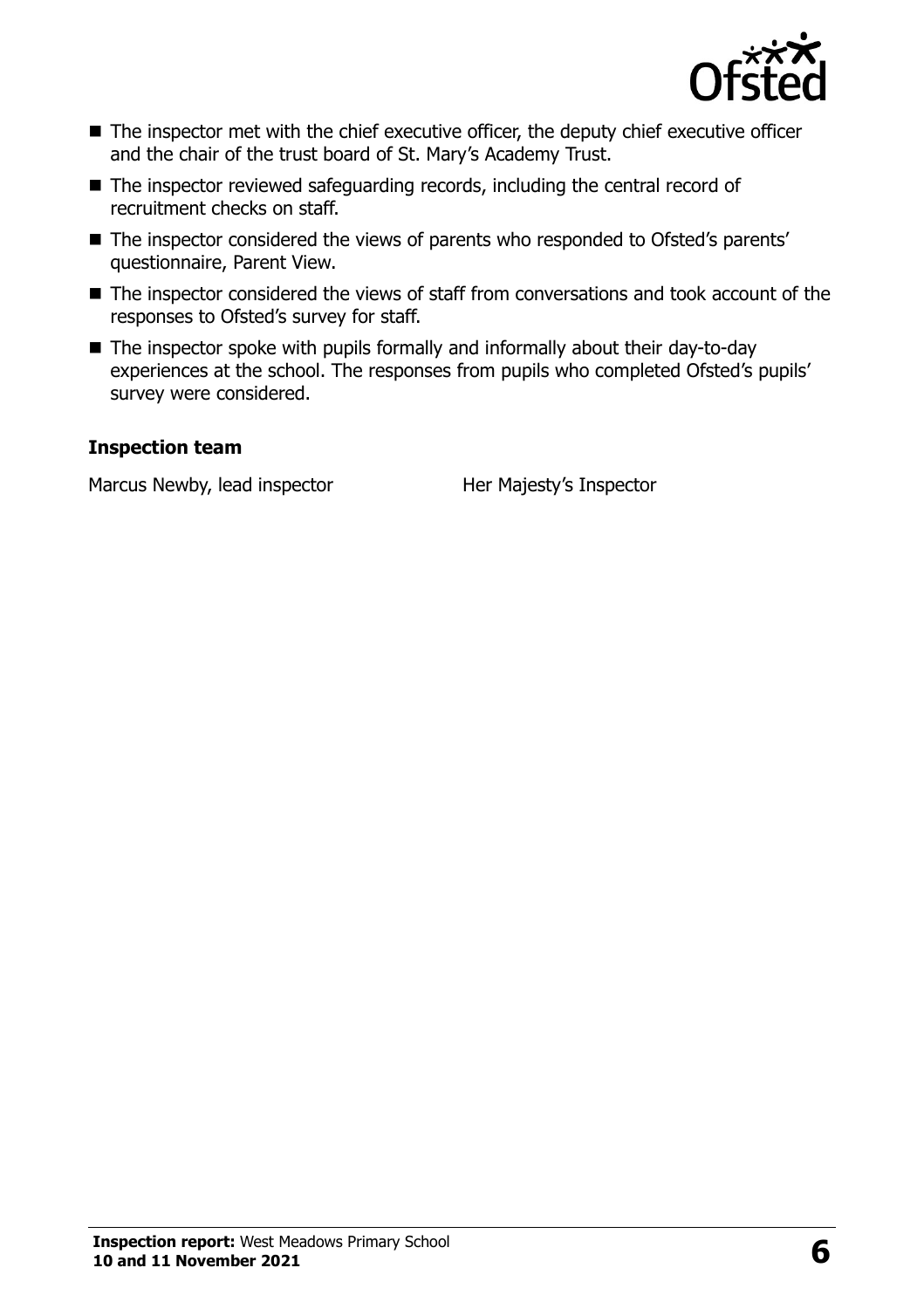- The inspector met with the chief executive officer, the deputy chief executive officer and the chair of the trust board of St. Mary's Academy Trust.
- The inspector reviewed safeguarding records, including the central record of recruitment checks on staff.
- The inspector considered the views of parents who responded to Ofsted's parents' questionnaire, Parent View.
- The inspector considered the views of staff from conversations and took account of the responses to Ofsted's survey for staff.
- The inspector spoke with pupils formally and informally about their day-to-day experiences at the school. The responses from pupils who completed Ofsted's pupils' survey were considered.

### Inspection team

| | |
|---|---|
| Marcus Newby, lead inspector | Her Majesty's Inspector |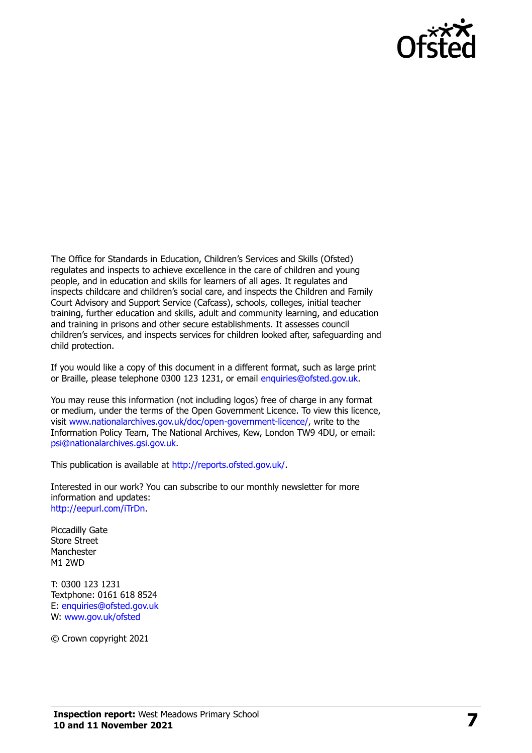The Office for Standards in Education, Children's Services and Skills (Ofsted) regulates and inspects to achieve excellence in the care of children and young people, and in education and skills for learners of all ages. It regulates and inspects childcare and children's social care, and inspects the Children and Family Court Advisory and Support Service (Cafcass), schools, colleges, initial teacher training, further education and skills, adult and community learning, and education and training in prisons and other secure establishments. It assesses council children's services, and inspects services for children looked after, safeguarding and child protection.

If you would like a copy of this document in a different format, such as large print or Braille, please telephone 0300 123 1231, or email enquiries@ofsted.gov.uk.

You may reuse this information (not including logos) free of charge in any format or medium, under the terms of the Open Government Licence. To view this licence, visit www.nationalarchives.gov.uk/doc/open-government-licence/, write to the Information Policy Team, The National Archives, Kew, London TW9 4DU, or email: psi@nationalarchives.gsi.gov.uk.

This publication is available at http://reports.ofsted.gov.uk/.

Interested in our work? You can subscribe to our monthly newsletter for more information and updates:
http://eepurl.com/iTrDn.

Piccadilly Gate
Store Street
Manchester
M1 2WD

T: 0300 123 1231
Textphone: 0161 618 8524
E: enquiries@ofsted.gov.uk
W: www.gov.uk/ofsted

© Crown copyright 2021